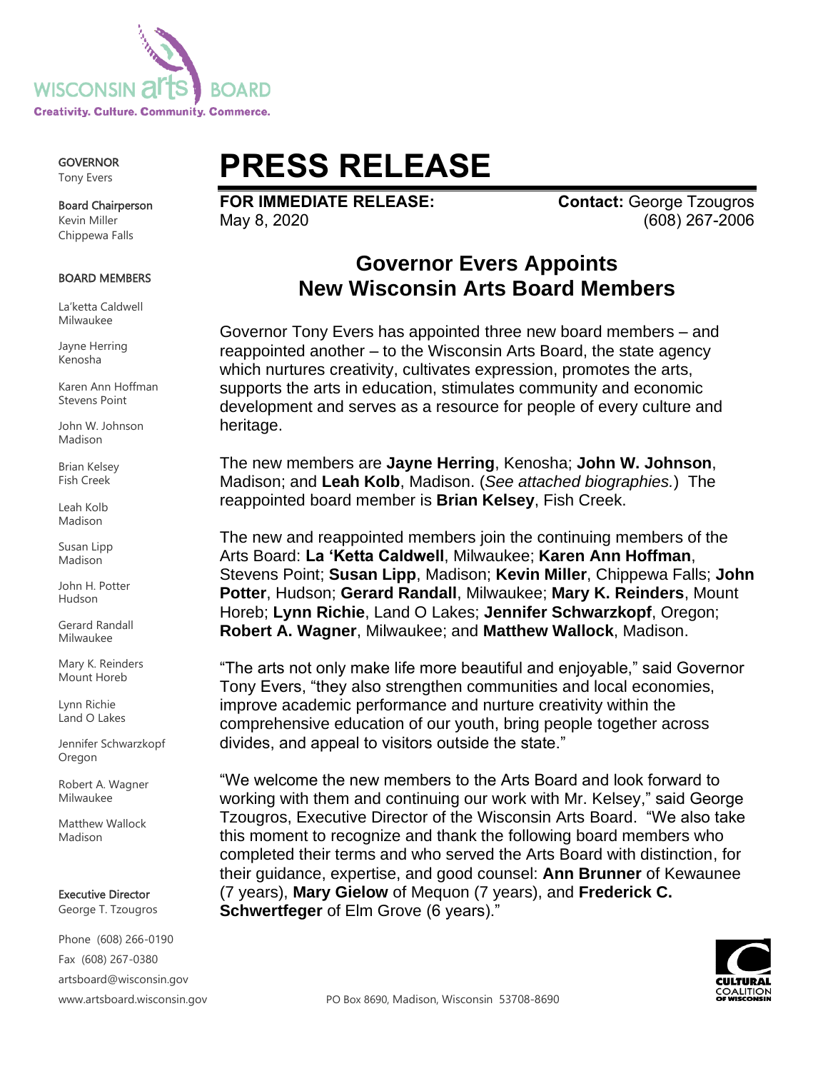WISCONSIN arts BOARD
**Creativity. Culture. Community. Commerce.**

**GOVERNOR**
Tony Evers

**Board Chairperson**
Kevin Miller
Chippewa Falls

**BOARD MEMBERS**

La'ketta Caldwell
Milwaukee

Jayne Herring
Kenosha

Karen Ann Hoffman
Stevens Point

John W. Johnson
Madison

Brian Kelsey
Fish Creek

Leah Kolb
Madison

Susan Lipp
Madison

John H. Potter
Hudson

Gerard Randall
Milwaukee

Mary K. Reinders
Mount Horeb

Lynn Richie
Land O Lakes

Jennifer Schwarzkopf
Oregon

Robert A. Wagner
Milwaukee

Matthew Wallock
Madison

**Executive Director**
George T. Tzougros

Phone (608) 266-0190
Fax (608) 267-0380
artsboard@wisconsin.gov
www.artsboard.wisconsin.gov

# PRESS RELEASE

**FOR IMMEDIATE RELEASE:**
May 8, 2020

**Contact:** George Tzougros
(608) 267-2006

## Governor Evers Appoints New Wisconsin Arts Board Members

Governor Tony Evers has appointed three new board members – and reappointed another – to the Wisconsin Arts Board, the state agency which nurtures creativity, cultivates expression, promotes the arts, supports the arts in education, stimulates community and economic development and serves as a resource for people of every culture and heritage.

The new members are **Jayne Herring**, Kenosha; **John W. Johnson**, Madison; and **Leah Kolb**, Madison. (*See attached biographies.*) The reappointed board member is **Brian Kelsey**, Fish Creek.

The new and reappointed members join the continuing members of the Arts Board: **La 'Ketta Caldwell**, Milwaukee; **Karen Ann Hoffman**, Stevens Point; **Susan Lipp**, Madison; **Kevin Miller**, Chippewa Falls; **John Potter**, Hudson; **Gerard Randall**, Milwaukee; **Mary K. Reinders**, Mount Horeb; **Lynn Richie**, Land O Lakes; **Jennifer Schwarzkopf**, Oregon; **Robert A. Wagner**, Milwaukee; and **Matthew Wallock**, Madison.

"The arts not only make life more beautiful and enjoyable," said Governor Tony Evers, "they also strengthen communities and local economies, improve academic performance and nurture creativity within the comprehensive education of our youth, bring people together across divides, and appeal to visitors outside the state."

"We welcome the new members to the Arts Board and look forward to working with them and continuing our work with Mr. Kelsey," said George Tzougros, Executive Director of the Wisconsin Arts Board. "We also take this moment to recognize and thank the following board members who completed their terms and who served the Arts Board with distinction, for their guidance, expertise, and good counsel: **Ann Brunner** of Kewaunee (7 years), **Mary Gielow** of Mequon (7 years), and **Frederick C. Schwertfeger** of Elm Grove (6 years)."

PO Box 8690, Madison, Wisconsin 53708-8690

CULTURAL COALITION OF WISCONSIN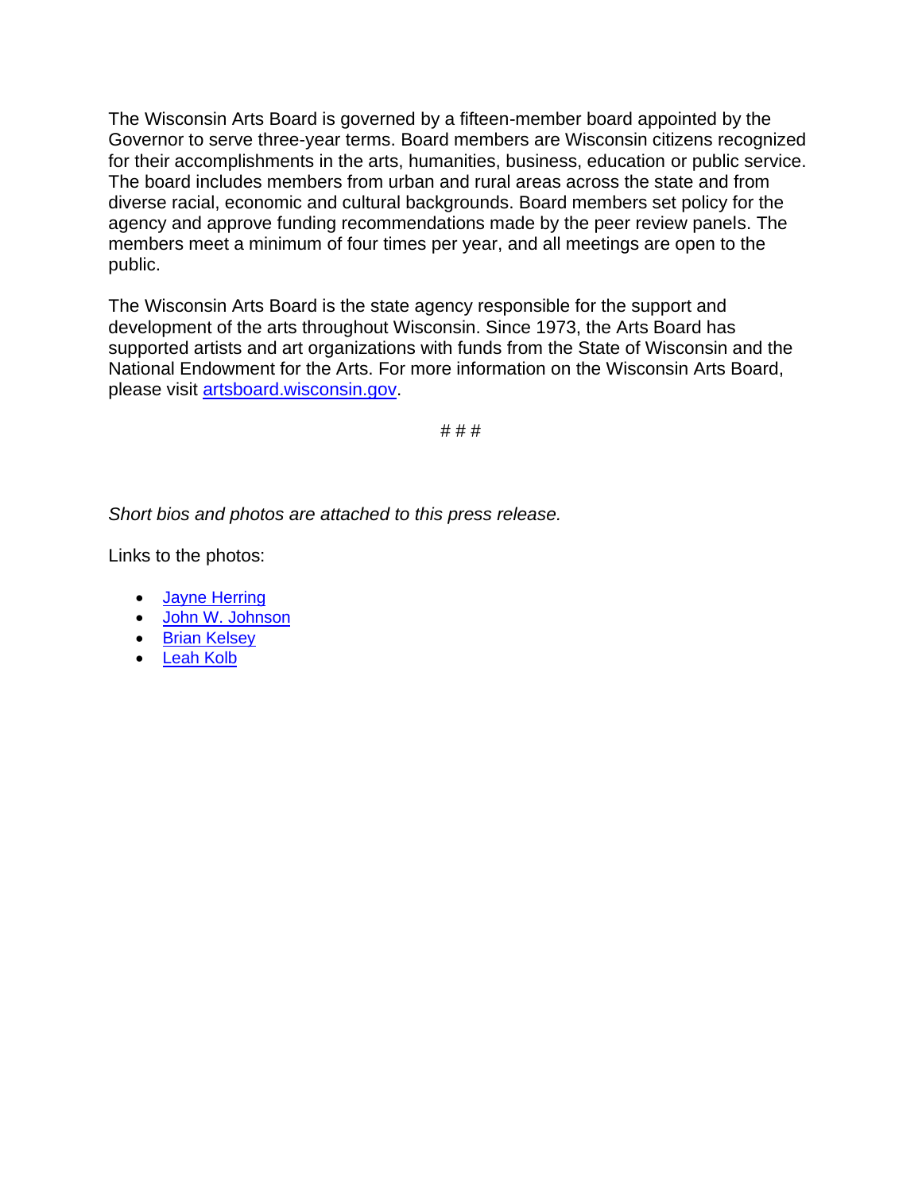The Wisconsin Arts Board is governed by a fifteen-member board appointed by the Governor to serve three-year terms. Board members are Wisconsin citizens recognized for their accomplishments in the arts, humanities, business, education or public service. The board includes members from urban and rural areas across the state and from diverse racial, economic and cultural backgrounds. Board members set policy for the agency and approve funding recommendations made by the peer review panels. The members meet a minimum of four times per year, and all meetings are open to the public.

The Wisconsin Arts Board is the state agency responsible for the support and development of the arts throughout Wisconsin. Since 1973, the Arts Board has supported artists and art organizations with funds from the State of Wisconsin and the National Endowment for the Arts. For more information on the Wisconsin Arts Board, please visit artsboard.wisconsin.gov.

# # #

*Short bios and photos are attached to this press release.*

Links to the photos:

- Jayne Herring
- John W. Johnson
- Brian Kelsey
- Leah Kolb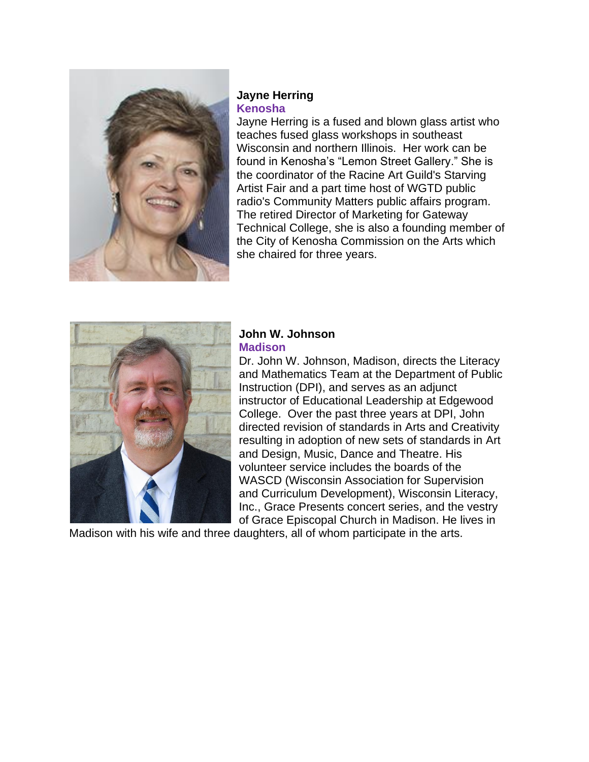**Jayne Herring**
**Kenosha**

Jayne Herring is a fused and blown glass artist who teaches fused glass workshops in southeast Wisconsin and northern Illinois. Her work can be found in Kenosha's "Lemon Street Gallery." She is the coordinator of the Racine Art Guild's Starving Artist Fair and a part time host of WGTD public radio's Community Matters public affairs program. The retired Director of Marketing for Gateway Technical College, she is also a founding member of the City of Kenosha Commission on the Arts which she chaired for three years.

**John W. Johnson**
**Madison**

Dr. John W. Johnson, Madison, directs the Literacy and Mathematics Team at the Department of Public Instruction (DPI), and serves as an adjunct instructor of Educational Leadership at Edgewood College. Over the past three years at DPI, John directed revision of standards in Arts and Creativity resulting in adoption of new sets of standards in Art and Design, Music, Dance and Theatre. His volunteer service includes the boards of the WASCD (Wisconsin Association for Supervision and Curriculum Development), Wisconsin Literacy, Inc., Grace Presents concert series, and the vestry of Grace Episcopal Church in Madison. He lives in Madison with his wife and three daughters, all of whom participate in the arts.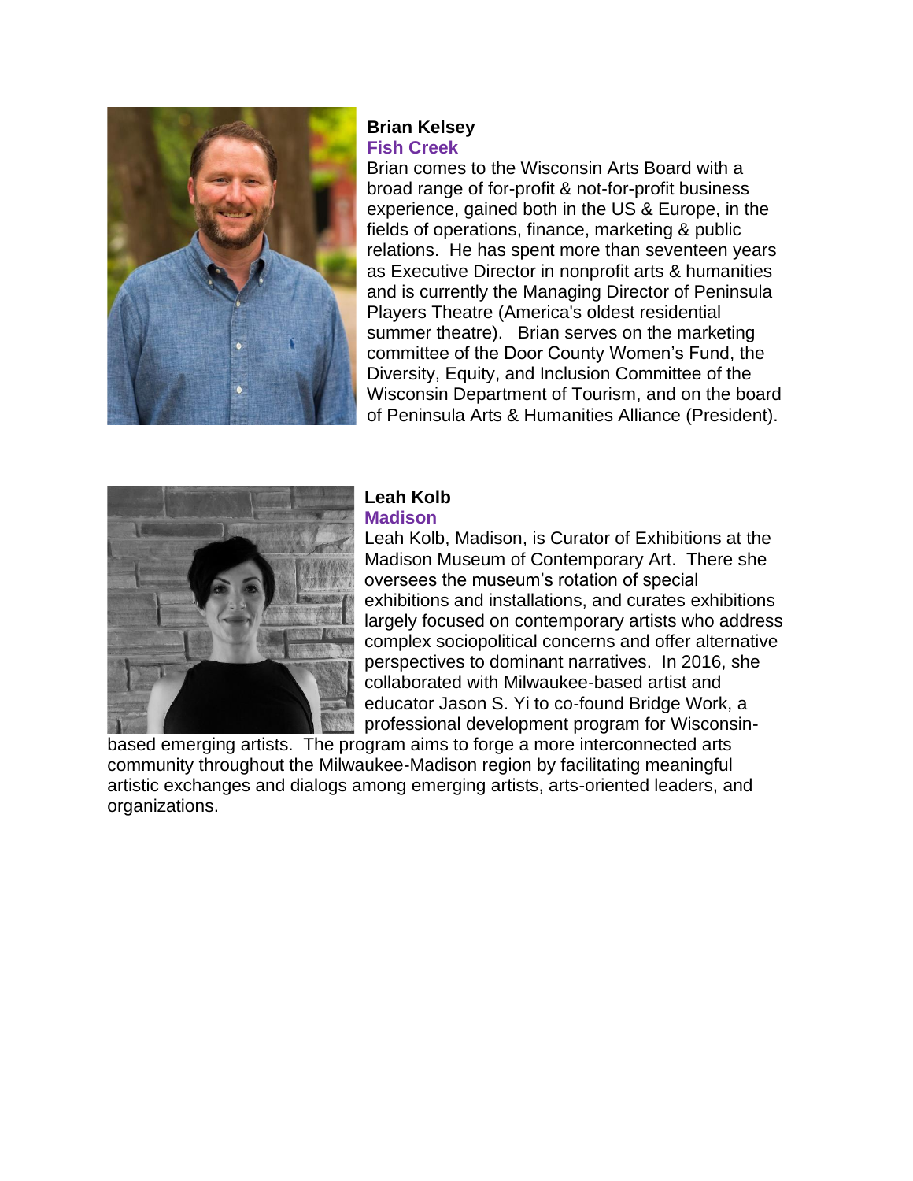**Brian Kelsey**
**Fish Creek**

Brian comes to the Wisconsin Arts Board with a broad range of for-profit & not-for-profit business experience, gained both in the US & Europe, in the fields of operations, finance, marketing & public relations. He has spent more than seventeen years as Executive Director in nonprofit arts & humanities and is currently the Managing Director of Peninsula Players Theatre (America's oldest residential summer theatre). Brian serves on the marketing committee of the Door County Women's Fund, the Diversity, Equity, and Inclusion Committee of the Wisconsin Department of Tourism, and on the board of Peninsula Arts & Humanities Alliance (President).

**Leah Kolb**
**Madison**

Leah Kolb, Madison, is Curator of Exhibitions at the Madison Museum of Contemporary Art. There she oversees the museum's rotation of special exhibitions and installations, and curates exhibitions largely focused on contemporary artists who address complex sociopolitical concerns and offer alternative perspectives to dominant narratives. In 2016, she collaborated with Milwaukee-based artist and educator Jason S. Yi to co-found Bridge Work, a professional development program for Wisconsin-based emerging artists. The program aims to forge a more interconnected arts community throughout the Milwaukee-Madison region by facilitating meaningful artistic exchanges and dialogs among emerging artists, arts-oriented leaders, and organizations.